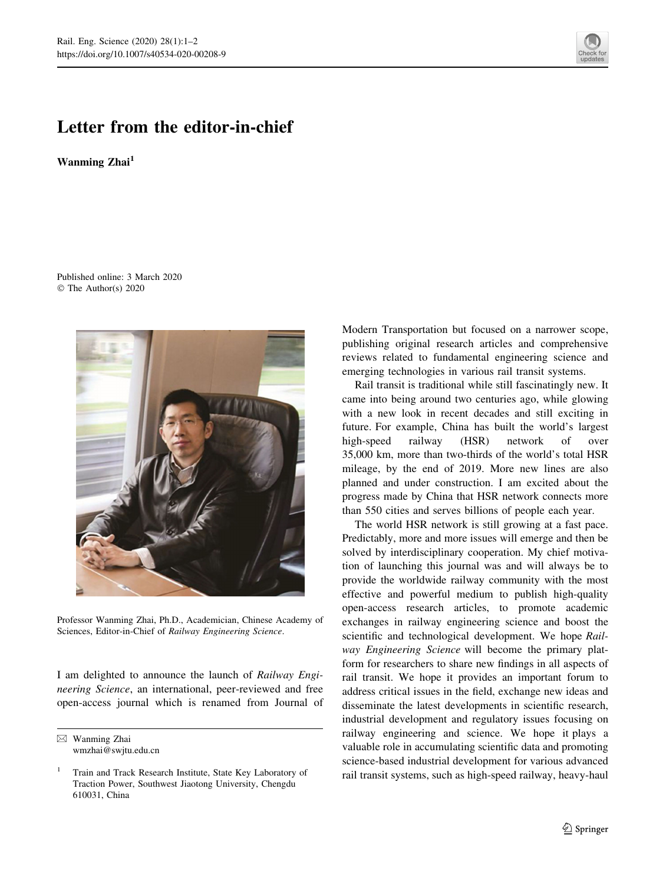# Letter from the editor-in-chief

**Wanming Zhai**[1]

Published online: 3 March 2020
© The Author(s) 2020

Professor Wanming Zhai, Ph.D., Academician, Chinese Academy of Sciences, Editor-in-Chief of *Railway Engineering Science*.

I am delighted to announce the launch of *Railway Engineering Science*, an international, peer-reviewed and free open-access journal which is renamed from Journal of Modern Transportation but focused on a narrower scope, publishing original research articles and comprehensive reviews related to fundamental engineering science and emerging technologies in various rail transit systems.

Rail transit is traditional while still fascinatingly new. It came into being around two centuries ago, while glowing with a new look in recent decades and still exciting in future. For example, China has built the world's largest high-speed railway (HSR) network of over 35,000 km, more than two-thirds of the world's total HSR mileage, by the end of 2019. More new lines are also planned and under construction. I am excited about the progress made by China that HSR network connects more than 550 cities and serves billions of people each year.

The world HSR network is still growing at a fast pace. Predictably, more and more issues will emerge and then be solved by interdisciplinary cooperation. My chief motivation of launching this journal was and will always be to provide the worldwide railway community with the most effective and powerful medium to publish high-quality open-access research articles, to promote academic exchanges in railway engineering science and boost the scientific and technological development. We hope *Railway Engineering Science* will become the primary platform for researchers to share new findings in all aspects of rail transit. We hope it provides an important forum to address critical issues in the field, exchange new ideas and disseminate the latest developments in scientific research, industrial development and regulatory issues focusing on railway engineering and science. We hope it plays a valuable role in accumulating scientific data and promoting science-based industrial development for various advanced rail transit systems, such as high-speed railway, heavy-haul

✉ Wanming Zhai
wmzhai@swjtu.edu.cn

[1] Train and Track Research Institute, State Key Laboratory of Traction Power, Southwest Jiaotong University, Chengdu 610031, China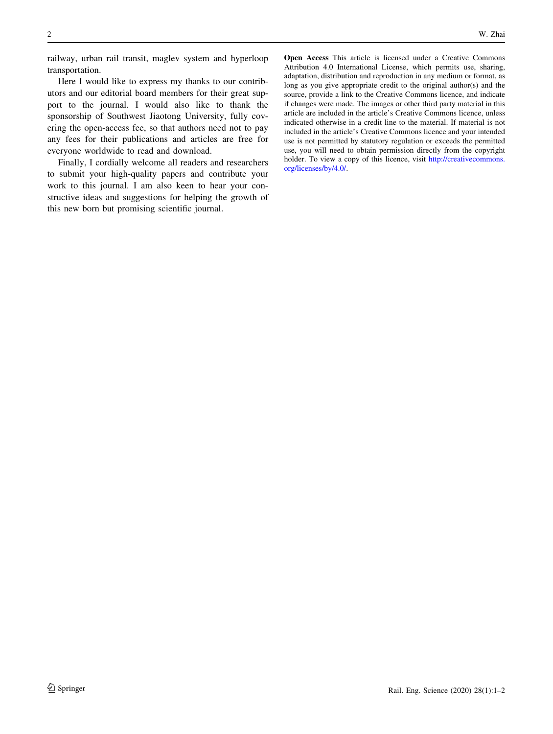railway, urban rail transit, maglev system and hyperloop transportation.

Here I would like to express my thanks to our contributors and our editorial board members for their great support to the journal. I would also like to thank the sponsorship of Southwest Jiaotong University, fully covering the open-access fee, so that authors need not to pay any fees for their publications and articles are free for everyone worldwide to read and download.

Finally, I cordially welcome all readers and researchers to submit your high-quality papers and contribute your work to this journal. I am also keen to hear your constructive ideas and suggestions for helping the growth of this new born but promising scientific journal.

**Open Access** This article is licensed under a Creative Commons Attribution 4.0 International License, which permits use, sharing, adaptation, distribution and reproduction in any medium or format, as long as you give appropriate credit to the original author(s) and the source, provide a link to the Creative Commons licence, and indicate if changes were made. The images or other third party material in this article are included in the article's Creative Commons licence, unless indicated otherwise in a credit line to the material. If material is not included in the article's Creative Commons licence and your intended use is not permitted by statutory regulation or exceeds the permitted use, you will need to obtain permission directly from the copyright holder. To view a copy of this licence, visit http://creativecommons.org/licenses/by/4.0/.